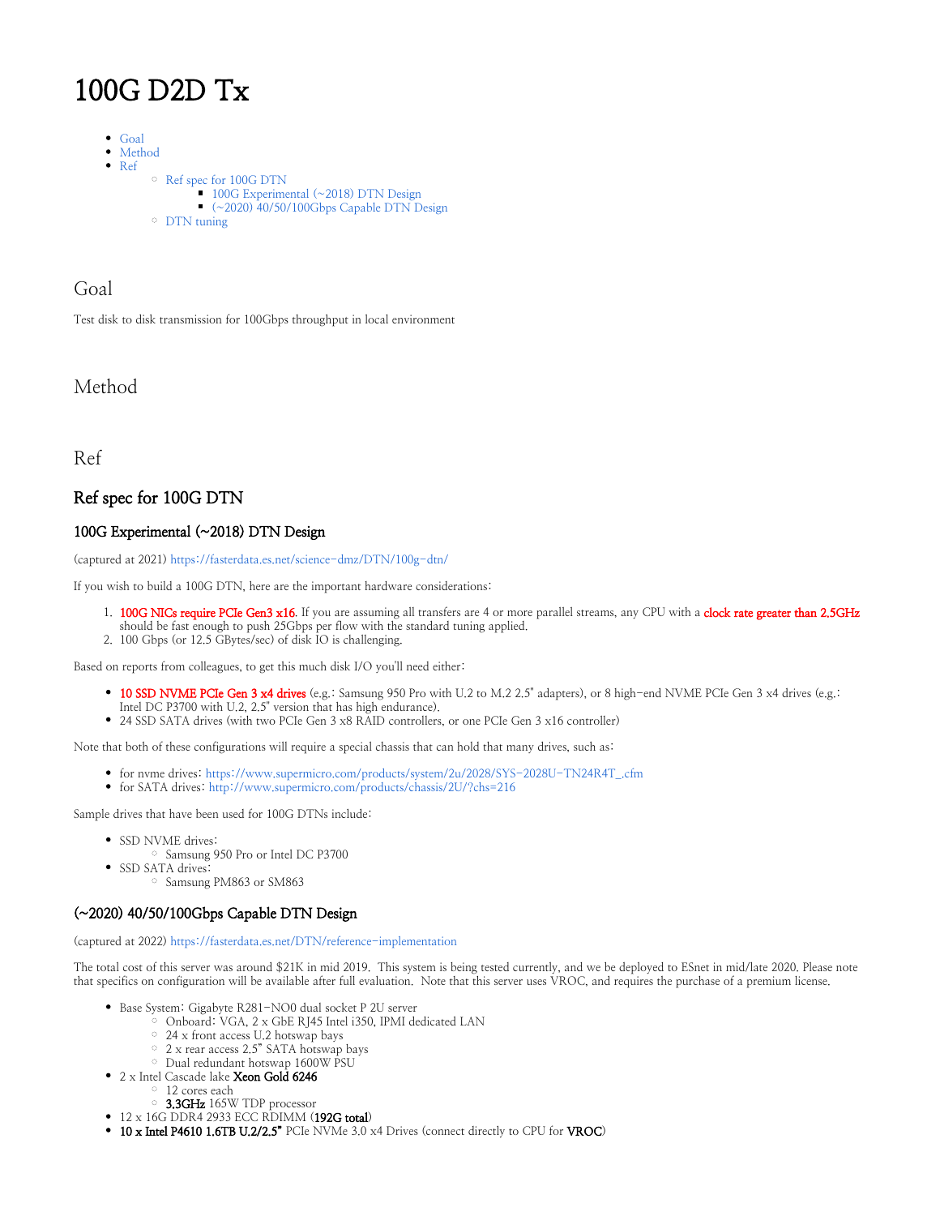# 100G D2D Tx

- Goal
- Method
- Ref
  - Ref spec for 100G DTN
    - 100G Experimental (~2018) DTN Design
    - (~2020) 40/50/100Gbps Capable DTN Design
  - DTN tuning

## Goal

Test disk to disk transmission for 100Gbps throughput in local environment

## Method

## Ref

### Ref spec for 100G DTN

#### 100G Experimental (~2018) DTN Design

(captured at 2021) https://fasterdata.es.net/science-dmz/DTN/100g-dtn/

If you wish to build a 100G DTN, here are the important hardware considerations:

1. 100G NICs require PCIe Gen3 x16. If you are assuming all transfers are 4 or more parallel streams, any CPU with a clock rate greater than 2.5GHz should be fast enough to push 25Gbps per flow with the standard tuning applied.
2. 100 Gbps (or 12.5 GBytes/sec) of disk IO is challenging.

Based on reports from colleagues, to get this much disk I/O you'll need either:

- 10 SSD NVME PCIe Gen 3 x4 drives (e.g.: Samsung 950 Pro with U.2 to M.2 2.5" adapters), or 8 high-end NVME PCIe Gen 3 x4 drives (e.g.: Intel DC P3700 with U.2, 2.5" version that has high endurance).
- 24 SSD SATA drives (with two PCIe Gen 3 x8 RAID controllers, or one PCIe Gen 3 x16 controller)

Note that both of these configurations will require a special chassis that can hold that many drives, such as:

- for nvme drives: https://www.supermicro.com/products/system/2u/2028/SYS-2028U-TN24R4T_.cfm
- for SATA drives: http://www.supermicro.com/products/chassis/2U/?chs=216

Sample drives that have been used for 100G DTNs include:

- SSD NVME drives:
  - Samsung 950 Pro or Intel DC P3700
- SSD SATA drives:
  - Samsung PM863 or SM863

#### (~2020) 40/50/100Gbps Capable DTN Design

(captured at 2022) https://fasterdata.es.net/DTN/reference-implementation

The total cost of this server was around $21K in mid 2019. This system is being tested currently, and we be deployed to ESnet in mid/late 2020. Please note that specifics on configuration will be available after full evaluation. Note that this server uses VROC, and requires the purchase of a premium license.

- Base System: Gigabyte R281-NO0 dual socket P 2U server
  - Onboard: VGA, 2 x GbE RJ45 Intel i350, IPMI dedicated LAN
  - 24 x front access U.2 hotswap bays
  - 2 x rear access 2.5" SATA hotswap bays
  - Dual redundant hotswap 1600W PSU
- 2 x Intel Cascade lake **Xeon Gold 6246**
  - 12 cores each
  - **3.3GHz** 165W TDP processor
- 12 x 16G DDR4 2933 ECC RDIMM (**192G total**)
- **10 x Intel P4610 1.6TB U.2/2.5"** PCIe NVMe 3.0 x4 Drives (connect directly to CPU for **VROC**)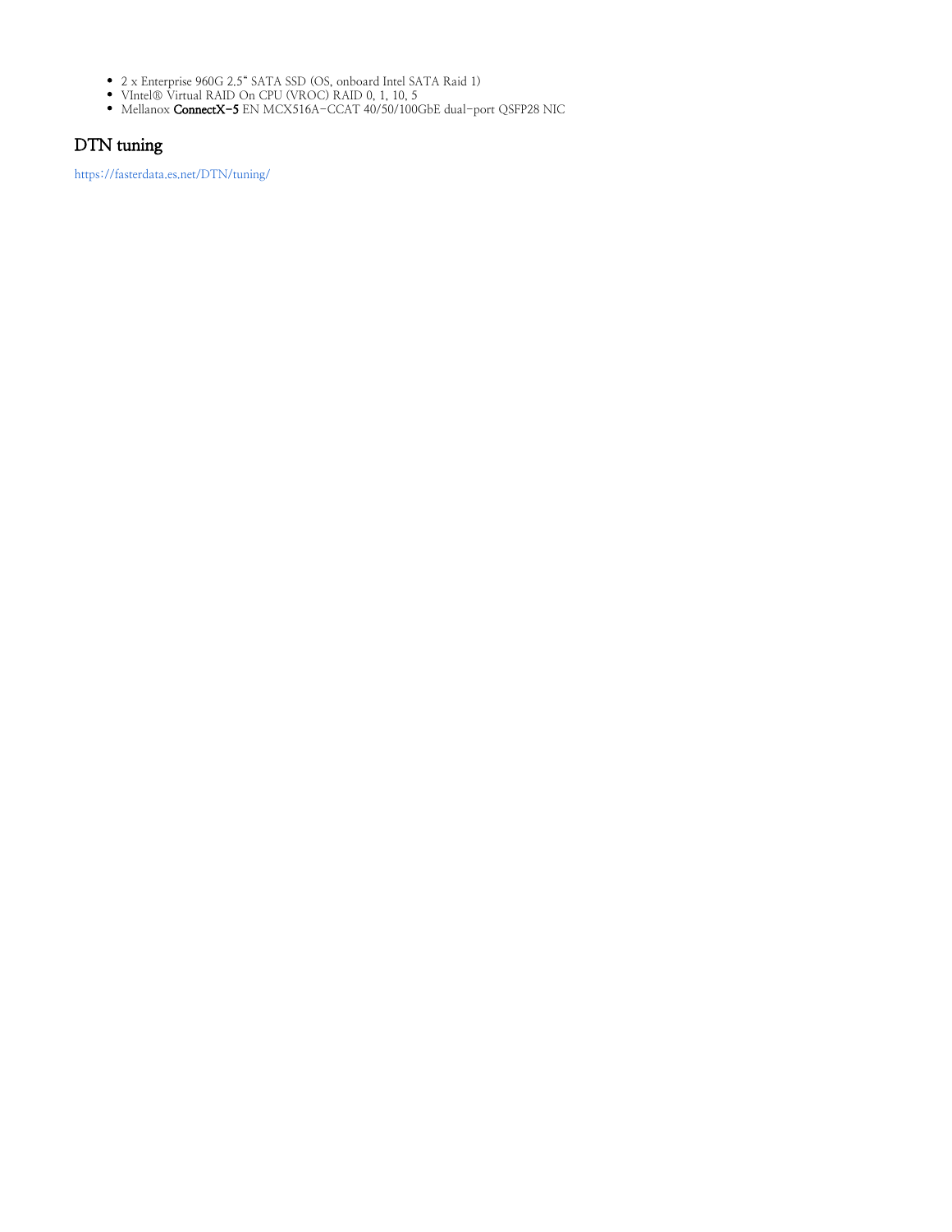- 2 x Enterprise 960G 2.5" SATA SSD (OS, onboard Intel SATA Raid 1)
- VIntel® Virtual RAID On CPU (VROC) RAID 0, 1, 10, 5
- Mellanox **ConnectX-5** EN MCX516A-CCAT 40/50/100GbE dual-port QSFP28 NIC

## DTN tuning

https://fasterdata.es.net/DTN/tuning/